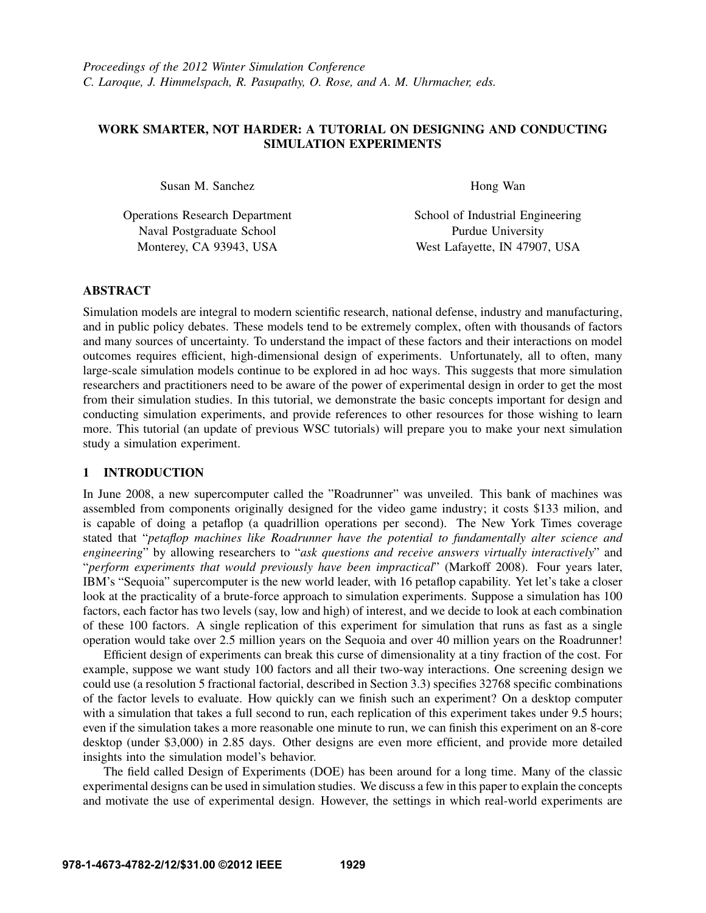*Proceedings of the 2012 Winter Simulation Conference*
*C. Laroque, J. Himmelspach, R. Pasupathy, O. Rose, and A. M. Uhrmacher, eds.*

# WORK SMARTER, NOT HARDER: A TUTORIAL ON DESIGNING AND CONDUCTING SIMULATION EXPERIMENTS

Susan M. Sanchez

Operations Research Department
Naval Postgraduate School
Monterey, CA 93943, USA

Hong Wan

School of Industrial Engineering
Purdue University
West Lafayette, IN 47907, USA

## ABSTRACT

Simulation models are integral to modern scientific research, national defense, industry and manufacturing, and in public policy debates. These models tend to be extremely complex, often with thousands of factors and many sources of uncertainty. To understand the impact of these factors and their interactions on model outcomes requires efficient, high-dimensional design of experiments. Unfortunately, all to often, many large-scale simulation models continue to be explored in ad hoc ways. This suggests that more simulation researchers and practitioners need to be aware of the power of experimental design in order to get the most from their simulation studies. In this tutorial, we demonstrate the basic concepts important for design and conducting simulation experiments, and provide references to other resources for those wishing to learn more. This tutorial (an update of previous WSC tutorials) will prepare you to make your next simulation study a simulation experiment.

## 1 INTRODUCTION

In June 2008, a new supercomputer called the "Roadrunner" was unveiled. This bank of machines was assembled from components originally designed for the video game industry; it costs \$133 milion, and is capable of doing a petaflop (a quadrillion operations per second). The New York Times coverage stated that "*petaflop machines like Roadrunner have the potential to fundamentally alter science and engineering*" by allowing researchers to "*ask questions and receive answers virtually interactively*" and "*perform experiments that would previously have been impractical*" (Markoff 2008). Four years later, IBM's "Sequoia" supercomputer is the new world leader, with 16 petaflop capability. Yet let's take a closer look at the practicality of a brute-force approach to simulation experiments. Suppose a simulation has 100 factors, each factor has two levels (say, low and high) of interest, and we decide to look at each combination of these 100 factors. A single replication of this experiment for simulation that runs as fast as a single operation would take over 2.5 million years on the Sequoia and over 40 million years on the Roadrunner!

Efficient design of experiments can break this curse of dimensionality at a tiny fraction of the cost. For example, suppose we want study 100 factors and all their two-way interactions. One screening design we could use (a resolution 5 fractional factorial, described in Section 3.3) specifies 32768 specific combinations of the factor levels to evaluate. How quickly can we finish such an experiment? On a desktop computer with a simulation that takes a full second to run, each replication of this experiment takes under 9.5 hours; even if the simulation takes a more reasonable one minute to run, we can finish this experiment on an 8-core desktop (under \$3,000) in 2.85 days. Other designs are even more efficient, and provide more detailed insights into the simulation model's behavior.

The field called Design of Experiments (DOE) has been around for a long time. Many of the classic experimental designs can be used in simulation studies. We discuss a few in this paper to explain the concepts and motivate the use of experimental design. However, the settings in which real-world experiments are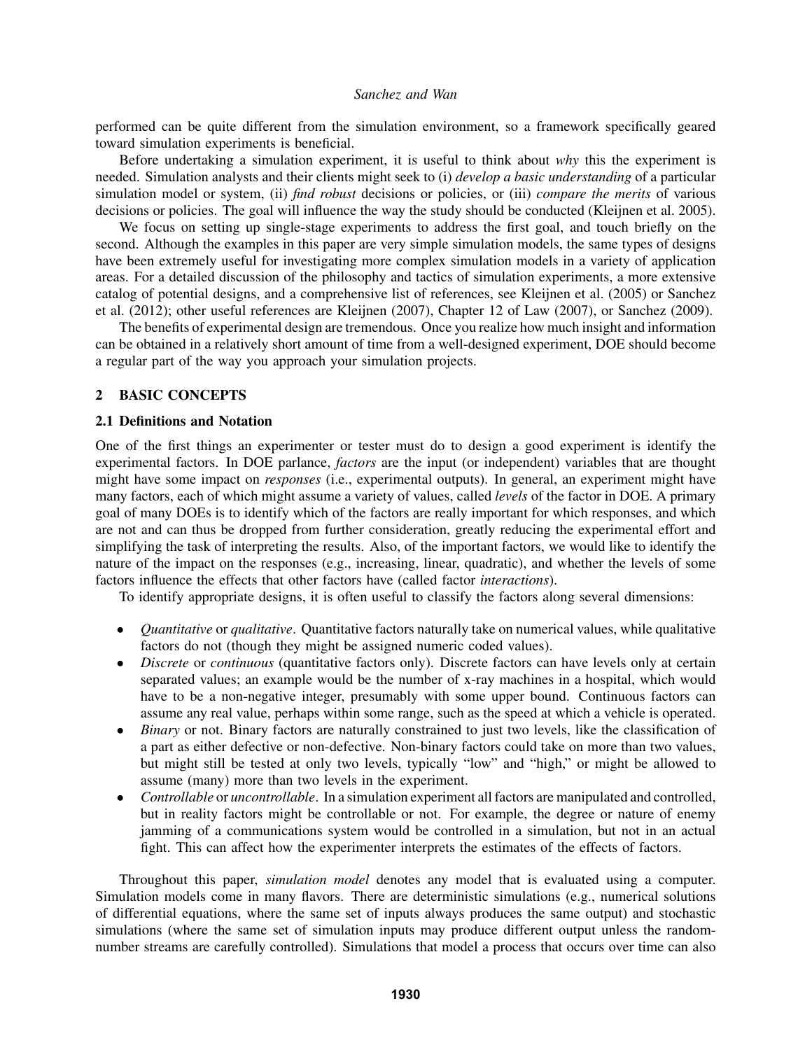performed can be quite different from the simulation environment, so a framework specifically geared toward simulation experiments is beneficial.

Before undertaking a simulation experiment, it is useful to think about *why* this the experiment is needed. Simulation analysts and their clients might seek to (i) *develop a basic understanding* of a particular simulation model or system, (ii) *find robust* decisions or policies, or (iii) *compare the merits* of various decisions or policies. The goal will influence the way the study should be conducted (Kleijnen et al. 2005).

We focus on setting up single-stage experiments to address the first goal, and touch briefly on the second. Although the examples in this paper are very simple simulation models, the same types of designs have been extremely useful for investigating more complex simulation models in a variety of application areas. For a detailed discussion of the philosophy and tactics of simulation experiments, a more extensive catalog of potential designs, and a comprehensive list of references, see Kleijnen et al. (2005) or Sanchez et al. (2012); other useful references are Kleijnen (2007), Chapter 12 of Law (2007), or Sanchez (2009).

The benefits of experimental design are tremendous. Once you realize how much insight and information can be obtained in a relatively short amount of time from a well-designed experiment, DOE should become a regular part of the way you approach your simulation projects.

## 2 BASIC CONCEPTS

### 2.1 Definitions and Notation

One of the first things an experimenter or tester must do to design a good experiment is identify the experimental factors. In DOE parlance, *factors* are the input (or independent) variables that are thought might have some impact on *responses* (i.e., experimental outputs). In general, an experiment might have many factors, each of which might assume a variety of values, called *levels* of the factor in DOE. A primary goal of many DOEs is to identify which of the factors are really important for which responses, and which are not and can thus be dropped from further consideration, greatly reducing the experimental effort and simplifying the task of interpreting the results. Also, of the important factors, we would like to identify the nature of the impact on the responses (e.g., increasing, linear, quadratic), and whether the levels of some factors influence the effects that other factors have (called factor *interactions*).

To identify appropriate designs, it is often useful to classify the factors along several dimensions:

- *Quantitative* or *qualitative*. Quantitative factors naturally take on numerical values, while qualitative factors do not (though they might be assigned numeric coded values).
- *Discrete* or *continuous* (quantitative factors only). Discrete factors can have levels only at certain separated values; an example would be the number of x-ray machines in a hospital, which would have to be a non-negative integer, presumably with some upper bound. Continuous factors can assume any real value, perhaps within some range, such as the speed at which a vehicle is operated.
- *Binary* or not. Binary factors are naturally constrained to just two levels, like the classification of a part as either defective or non-defective. Non-binary factors could take on more than two values, but might still be tested at only two levels, typically "low" and "high," or might be allowed to assume (many) more than two levels in the experiment.
- *Controllable* or *uncontrollable*. In a simulation experiment all factors are manipulated and controlled, but in reality factors might be controllable or not. For example, the degree or nature of enemy jamming of a communications system would be controlled in a simulation, but not in an actual fight. This can affect how the experimenter interprets the estimates of the effects of factors.

Throughout this paper, *simulation model* denotes any model that is evaluated using a computer. Simulation models come in many flavors. There are deterministic simulations (e.g., numerical solutions of differential equations, where the same set of inputs always produces the same output) and stochastic simulations (where the same set of simulation inputs may produce different output unless the random-number streams are carefully controlled). Simulations that model a process that occurs over time can also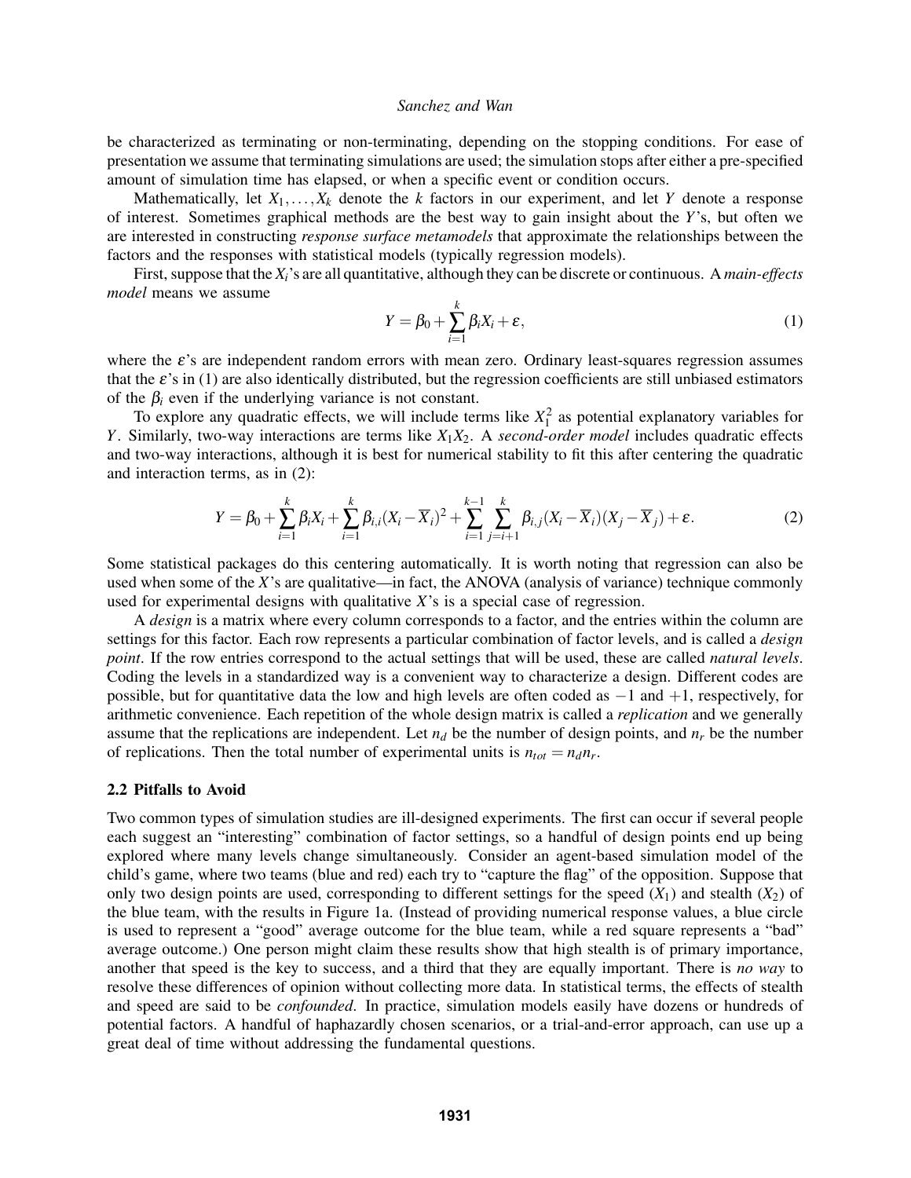be characterized as terminating or non-terminating, depending on the stopping conditions. For ease of presentation we assume that terminating simulations are used; the simulation stops after either a pre-specified amount of simulation time has elapsed, or when a specific event or condition occurs.

Mathematically, let $X_1, \ldots, X_k$ denote the $k$ factors in our experiment, and let $Y$ denote a response of interest. Sometimes graphical methods are the best way to gain insight about the $Y$'s, but often we are interested in constructing *response surface metamodels* that approximate the relationships between the factors and the responses with statistical models (typically regression models).

First, suppose that the $X_i$'s are all quantitative, although they can be discrete or continuous. A *main-effects model* means we assume

$$Y = \beta_0 + \sum_{i=1}^{k} \beta_i X_i + \varepsilon, \tag{1}$$

where the $\varepsilon$'s are independent random errors with mean zero. Ordinary least-squares regression assumes that the $\varepsilon$'s in (1) are also identically distributed, but the regression coefficients are still unbiased estimators of the $\beta_i$ even if the underlying variance is not constant.

To explore any quadratic effects, we will include terms like $X_1^2$ as potential explanatory variables for $Y$. Similarly, two-way interactions are terms like $X_1 X_2$. A *second-order model* includes quadratic effects and two-way interactions, although it is best for numerical stability to fit this after centering the quadratic and interaction terms, as in (2):

$$Y = \beta_0 + \sum_{i=1}^{k} \beta_i X_i + \sum_{i=1}^{k} \beta_{i,i} (X_i - \overline{X}_i)^2 + \sum_{i=1}^{k-1} \sum_{j=i+1}^{k} \beta_{i,j} (X_i - \overline{X}_i)(X_j - \overline{X}_j) + \varepsilon. \tag{2}$$

Some statistical packages do this centering automatically. It is worth noting that regression can also be used when some of the $X$'s are qualitative—in fact, the ANOVA (analysis of variance) technique commonly used for experimental designs with qualitative $X$'s is a special case of regression.

A *design* is a matrix where every column corresponds to a factor, and the entries within the column are settings for this factor. Each row represents a particular combination of factor levels, and is called a *design point*. If the row entries correspond to the actual settings that will be used, these are called *natural levels*. Coding the levels in a standardized way is a convenient way to characterize a design. Different codes are possible, but for quantitative data the low and high levels are often coded as $-1$ and $+1$, respectively, for arithmetic convenience. Each repetition of the whole design matrix is called a *replication* and we generally assume that the replications are independent. Let $n_d$ be the number of design points, and $n_r$ be the number of replications. Then the total number of experimental units is $n_{tot} = n_d n_r$.

### 2.2 Pitfalls to Avoid

Two common types of simulation studies are ill-designed experiments. The first can occur if several people each suggest an "interesting" combination of factor settings, so a handful of design points end up being explored where many levels change simultaneously. Consider an agent-based simulation model of the child's game, where two teams (blue and red) each try to "capture the flag" of the opposition. Suppose that only two design points are used, corresponding to different settings for the speed ($X_1$) and stealth ($X_2$) of the blue team, with the results in Figure 1a. (Instead of providing numerical response values, a blue circle is used to represent a "good" average outcome for the blue team, while a red square represents a "bad" average outcome.) One person might claim these results show that high stealth is of primary importance, another that speed is the key to success, and a third that they are equally important. There is *no way* to resolve these differences of opinion without collecting more data. In statistical terms, the effects of stealth and speed are said to be *confounded*. In practice, simulation models easily have dozens or hundreds of potential factors. A handful of haphazardly chosen scenarios, or a trial-and-error approach, can use up a great deal of time without addressing the fundamental questions.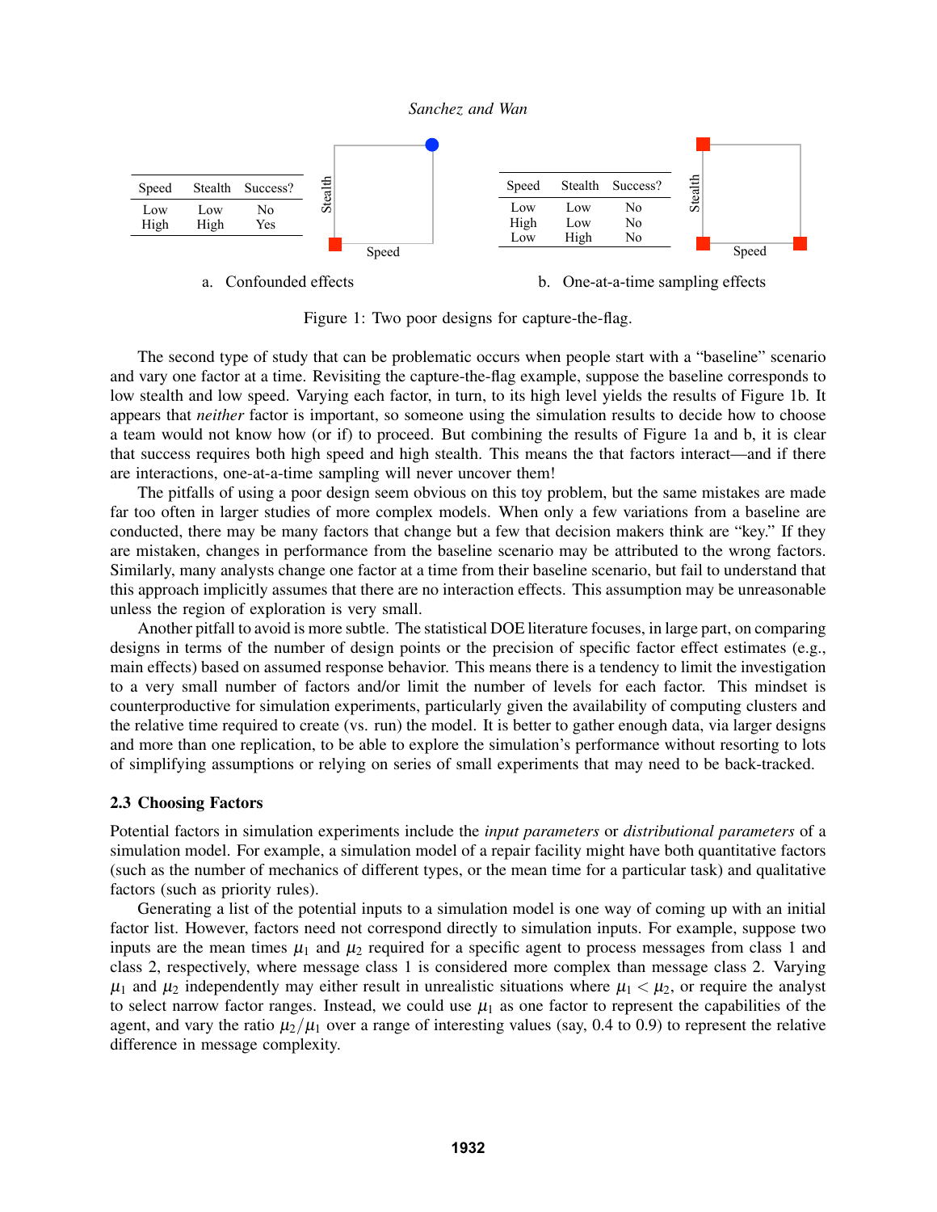| Speed | Stealth | Success? |
|---|---|---|
| Low | Low | No |
| High | High | Yes |

a. Confounded effects

| Speed | Stealth | Success? |
|---|---|---|
| Low | Low | No |
| High | Low | No |
| Low | High | No |

b. One-at-a-time sampling effects

Figure 1: Two poor designs for capture-the-flag.

The second type of study that can be problematic occurs when people start with a "baseline" scenario and vary one factor at a time. Revisiting the capture-the-flag example, suppose the baseline corresponds to low stealth and low speed. Varying each factor, in turn, to its high level yields the results of Figure 1b. It appears that *neither* factor is important, so someone using the simulation results to decide how to choose a team would not know how (or if) to proceed. But combining the results of Figure 1a and b, it is clear that success requires both high speed and high stealth. This means the that factors interact—and if there are interactions, one-at-a-time sampling will never uncover them!

The pitfalls of using a poor design seem obvious on this toy problem, but the same mistakes are made far too often in larger studies of more complex models. When only a few variations from a baseline are conducted, there may be many factors that change but a few that decision makers think are "key." If they are mistaken, changes in performance from the baseline scenario may be attributed to the wrong factors. Similarly, many analysts change one factor at a time from their baseline scenario, but fail to understand that this approach implicitly assumes that there are no interaction effects. This assumption may be unreasonable unless the region of exploration is very small.

Another pitfall to avoid is more subtle. The statistical DOE literature focuses, in large part, on comparing designs in terms of the number of design points or the precision of specific factor effect estimates (e.g., main effects) based on assumed response behavior. This means there is a tendency to limit the investigation to a very small number of factors and/or limit the number of levels for each factor. This mindset is counterproductive for simulation experiments, particularly given the availability of computing clusters and the relative time required to create (vs. run) the model. It is better to gather enough data, via larger designs and more than one replication, to be able to explore the simulation's performance without resorting to lots of simplifying assumptions or relying on series of small experiments that may need to be back-tracked.

### 2.3 Choosing Factors

Potential factors in simulation experiments include the *input parameters* or *distributional parameters* of a simulation model. For example, a simulation model of a repair facility might have both quantitative factors (such as the number of mechanics of different types, or the mean time for a particular task) and qualitative factors (such as priority rules).

Generating a list of the potential inputs to a simulation model is one way of coming up with an initial factor list. However, factors need not correspond directly to simulation inputs. For example, suppose two inputs are the mean times $\mu_1$ and $\mu_2$ required for a specific agent to process messages from class 1 and class 2, respectively, where message class 1 is considered more complex than message class 2. Varying $\mu_1$ and $\mu_2$ independently may either result in unrealistic situations where $\mu_1 < \mu_2$, or require the analyst to select narrow factor ranges. Instead, we could use $\mu_1$ as one factor to represent the capabilities of the agent, and vary the ratio $\mu_2/\mu_1$ over a range of interesting values (say, 0.4 to 0.9) to represent the relative difference in message complexity.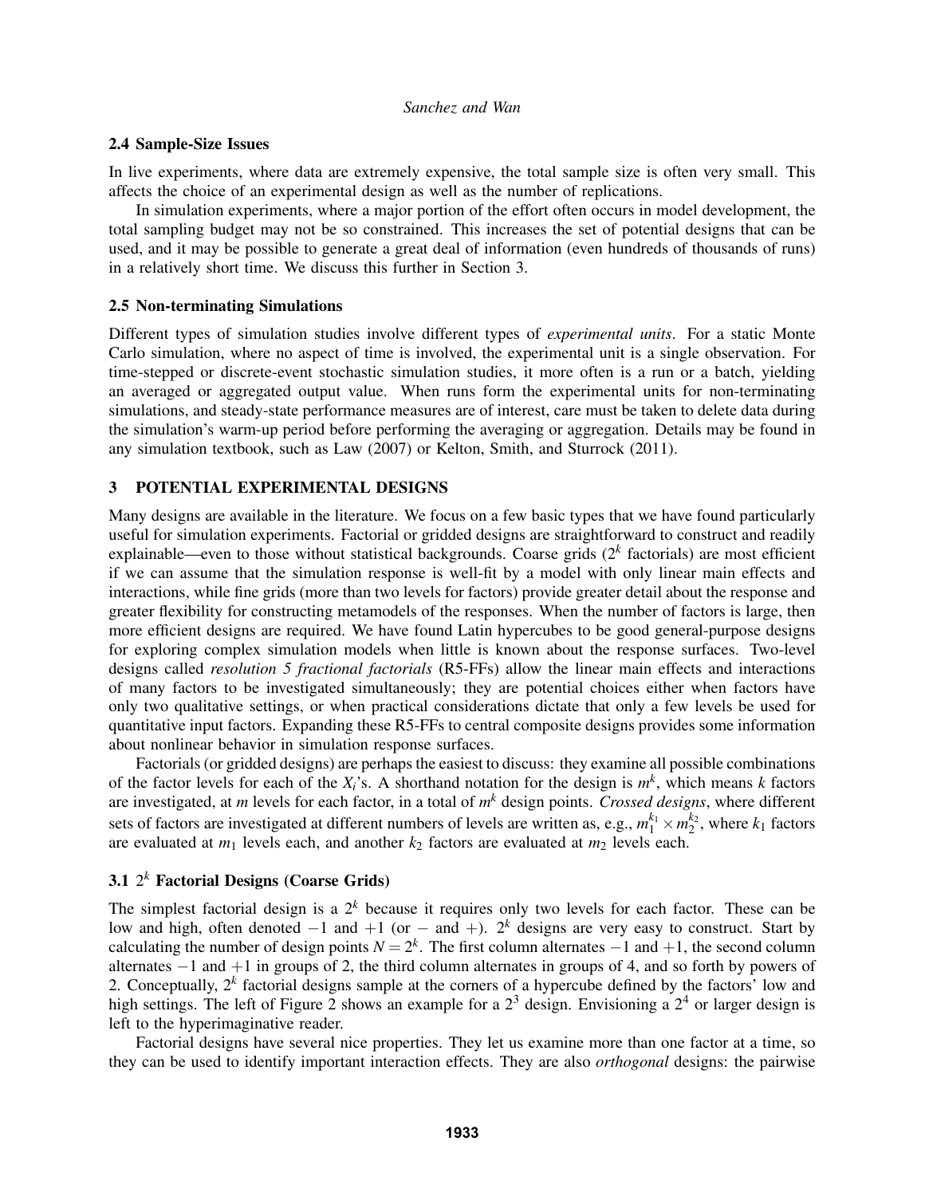### 2.4 Sample-Size Issues

In live experiments, where data are extremely expensive, the total sample size is often very small. This affects the choice of an experimental design as well as the number of replications.

In simulation experiments, where a major portion of the effort often occurs in model development, the total sampling budget may not be so constrained. This increases the set of potential designs that can be used, and it may be possible to generate a great deal of information (even hundreds of thousands of runs) in a relatively short time. We discuss this further in Section 3.

### 2.5 Non-terminating Simulations

Different types of simulation studies involve different types of *experimental units*. For a static Monte Carlo simulation, where no aspect of time is involved, the experimental unit is a single observation. For time-stepped or discrete-event stochastic simulation studies, it more often is a run or a batch, yielding an averaged or aggregated output value. When runs form the experimental units for non-terminating simulations, and steady-state performance measures are of interest, care must be taken to delete data during the simulation's warm-up period before performing the averaging or aggregation. Details may be found in any simulation textbook, such as Law (2007) or Kelton, Smith, and Sturrock (2011).

## 3 POTENTIAL EXPERIMENTAL DESIGNS

Many designs are available in the literature. We focus on a few basic types that we have found particularly useful for simulation experiments. Factorial or gridded designs are straightforward to construct and readily explainable—even to those without statistical backgrounds. Coarse grids ($2^k$ factorials) are most efficient if we can assume that the simulation response is well-fit by a model with only linear main effects and interactions, while fine grids (more than two levels for factors) provide greater detail about the response and greater flexibility for constructing metamodels of the responses. When the number of factors is large, then more efficient designs are required. We have found Latin hypercubes to be good general-purpose designs for exploring complex simulation models when little is known about the response surfaces. Two-level designs called *resolution 5 fractional factorials* (R5-FFs) allow the linear main effects and interactions of many factors to be investigated simultaneously; they are potential choices either when factors have only two qualitative settings, or when practical considerations dictate that only a few levels be used for quantitative input factors. Expanding these R5-FFs to central composite designs provides some information about nonlinear behavior in simulation response surfaces.

Factorials (or gridded designs) are perhaps the easiest to discuss: they examine all possible combinations of the factor levels for each of the $X_i$'s. A shorthand notation for the design is $m^k$, which means $k$ factors are investigated, at $m$ levels for each factor, in a total of $m^k$ design points. *Crossed designs*, where different sets of factors are investigated at different numbers of levels are written as, e.g., $m_1^{k_1} \times m_2^{k_2}$, where $k_1$ factors are evaluated at $m_1$ levels each, and another $k_2$ factors are evaluated at $m_2$ levels each.

### 3.1 $2^k$ Factorial Designs (Coarse Grids)

The simplest factorial design is a $2^k$ because it requires only two levels for each factor. These can be low and high, often denoted $-1$ and $+1$ (or $-$ and $+$). $2^k$ designs are very easy to construct. Start by calculating the number of design points $N = 2^k$. The first column alternates $-1$ and $+1$, the second column alternates $-1$ and $+1$ in groups of 2, the third column alternates in groups of 4, and so forth by powers of 2. Conceptually, $2^k$ factorial designs sample at the corners of a hypercube defined by the factors' low and high settings. The left of Figure 2 shows an example for a $2^3$ design. Envisioning a $2^4$ or larger design is left to the hyperimaginative reader.

Factorial designs have several nice properties. They let us examine more than one factor at a time, so they can be used to identify important interaction effects. They are also *orthogonal* designs: the pairwise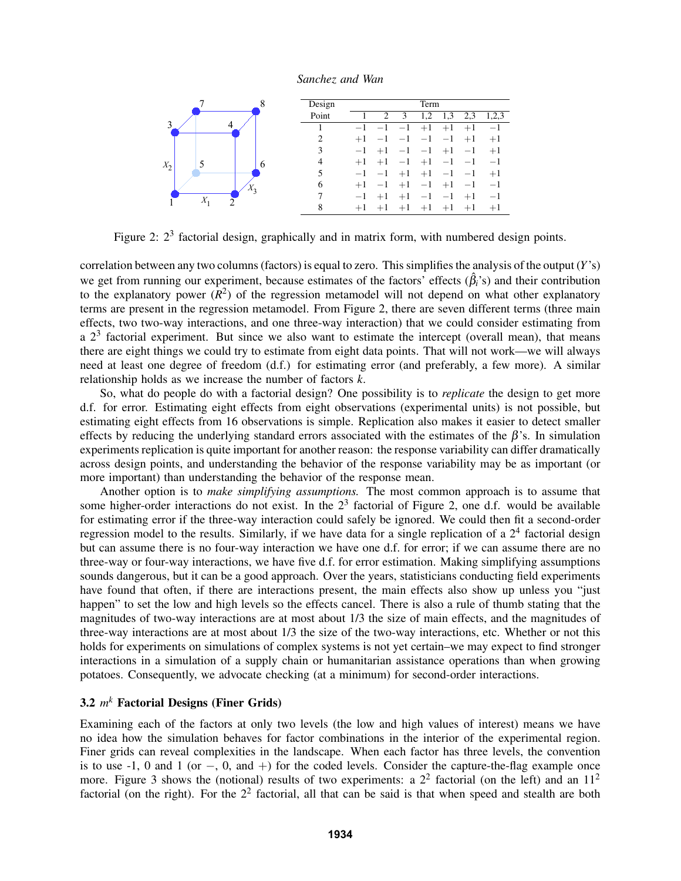| Design Point | Term | | | | | | |
|---|---|---|---|---|---|---|---|
| | 1 | 2 | 3 | 1,2 | 1,3 | 2,3 | 1,2,3 |
| 1 | −1 | −1 | −1 | +1 | +1 | +1 | −1 |
| 2 | +1 | −1 | −1 | −1 | −1 | +1 | +1 |
| 3 | −1 | +1 | −1 | −1 | +1 | −1 | +1 |
| 4 | +1 | +1 | −1 | +1 | −1 | −1 | −1 |
| 5 | −1 | −1 | +1 | +1 | −1 | −1 | +1 |
| 6 | +1 | −1 | +1 | −1 | +1 | −1 | −1 |
| 7 | −1 | +1 | +1 | −1 | −1 | +1 | −1 |
| 8 | +1 | +1 | +1 | +1 | +1 | +1 | +1 |

Figure 2: $2^3$ factorial design, graphically and in matrix form, with numbered design points.

correlation between any two columns (factors) is equal to zero. This simplifies the analysis of the output ($Y$'s) we get from running our experiment, because estimates of the factors' effects ($\hat{\beta}_i$'s) and their contribution to the explanatory power ($R^2$) of the regression metamodel will not depend on what other explanatory terms are present in the regression metamodel. From Figure 2, there are seven different terms (three main effects, two two-way interactions, and one three-way interaction) that we could consider estimating from a $2^3$ factorial experiment. But since we also want to estimate the intercept (overall mean), that means there are eight things we could try to estimate from eight data points. That will not work—we will always need at least one degree of freedom (d.f.) for estimating error (and preferably, a few more). A similar relationship holds as we increase the number of factors $k$.

So, what do people do with a factorial design? One possibility is to *replicate* the design to get more d.f. for error. Estimating eight effects from eight observations (experimental units) is not possible, but estimating eight effects from 16 observations is simple. Replication also makes it easier to detect smaller effects by reducing the underlying standard errors associated with the estimates of the $\beta$'s. In simulation experiments replication is quite important for another reason: the response variability can differ dramatically across design points, and understanding the behavior of the response variability may be as important (or more important) than understanding the behavior of the response mean.

Another option is to *make simplifying assumptions.* The most common approach is to assume that some higher-order interactions do not exist. In the $2^3$ factorial of Figure 2, one d.f. would be available for estimating error if the three-way interaction could safely be ignored. We could then fit a second-order regression model to the results. Similarly, if we have data for a single replication of a $2^4$ factorial design but can assume there is no four-way interaction we have one d.f. for error; if we can assume there are no three-way or four-way interactions, we have five d.f. for error estimation. Making simplifying assumptions sounds dangerous, but it can be a good approach. Over the years, statisticians conducting field experiments have found that often, if there are interactions present, the main effects also show up unless you "just happen" to set the low and high levels so the effects cancel. There is also a rule of thumb stating that the magnitudes of two-way interactions are at most about 1/3 the size of main effects, and the magnitudes of three-way interactions are at most about 1/3 the size of the two-way interactions, etc. Whether or not this holds for experiments on simulations of complex systems is not yet certain–we may expect to find stronger interactions in a simulation of a supply chain or humanitarian assistance operations than when growing potatoes. Consequently, we advocate checking (at a minimum) for second-order interactions.

### 3.2 $m^k$ Factorial Designs (Finer Grids)

Examining each of the factors at only two levels (the low and high values of interest) means we have no idea how the simulation behaves for factor combinations in the interior of the experimental region. Finer grids can reveal complexities in the landscape. When each factor has three levels, the convention is to use -1, 0 and 1 (or −, 0, and +) for the coded levels. Consider the capture-the-flag example once more. Figure 3 shows the (notional) results of two experiments: a $2^2$ factorial (on the left) and an $11^2$ factorial (on the right). For the $2^2$ factorial, all that can be said is that when speed and stealth are both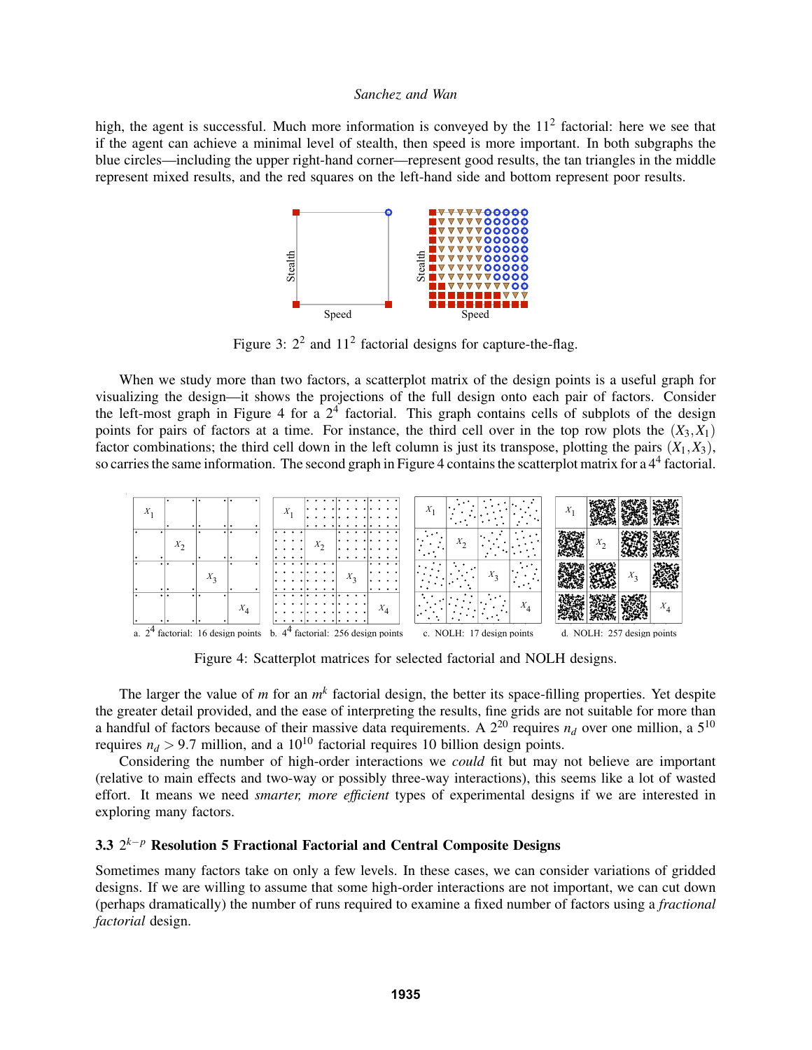high, the agent is successful. Much more information is conveyed by the $11^2$ factorial: here we see that if the agent can achieve a minimal level of stealth, then speed is more important. In both subgraphs the blue circles—including the upper right-hand corner—represent good results, the tan triangles in the middle represent mixed results, and the red squares on the left-hand side and bottom represent poor results.

Figure 3: $2^2$ and $11^2$ factorial designs for capture-the-flag.

When we study more than two factors, a scatterplot matrix of the design points is a useful graph for visualizing the design—it shows the projections of the full design onto each pair of factors. Consider the left-most graph in Figure 4 for a $2^4$ factorial. This graph contains cells of subplots of the design points for pairs of factors at a time. For instance, the third cell over in the top row plots the $(X_3, X_1)$ factor combinations; the third cell down in the left column is just its transpose, plotting the pairs $(X_1, X_3)$, so carries the same information. The second graph in Figure 4 contains the scatterplot matrix for a $4^4$ factorial.

a. $2^4$ factorial: 16 design points b. $4^4$ factorial: 256 design points c. NOLH: 17 design points d. NOLH: 257 design points

Figure 4: Scatterplot matrices for selected factorial and NOLH designs.

The larger the value of $m$ for an $m^k$ factorial design, the better its space-filling properties. Yet despite the greater detail provided, and the ease of interpreting the results, fine grids are not suitable for more than a handful of factors because of their massive data requirements. A $2^{20}$ requires $n_d$ over one million, a $5^{10}$ requires $n_d > 9.7$ million, and a $10^{10}$ factorial requires 10 billion design points.

Considering the number of high-order interactions we *could* fit but may not believe are important (relative to main effects and two-way or possibly three-way interactions), this seems like a lot of wasted effort. It means we need *smarter, more efficient* types of experimental designs if we are interested in exploring many factors.

### 3.3 $2^{k-p}$ Resolution 5 Fractional Factorial and Central Composite Designs

Sometimes many factors take on only a few levels. In these cases, we can consider variations of gridded designs. If we are willing to assume that some high-order interactions are not important, we can cut down (perhaps dramatically) the number of runs required to examine a fixed number of factors using a *fractional factorial* design.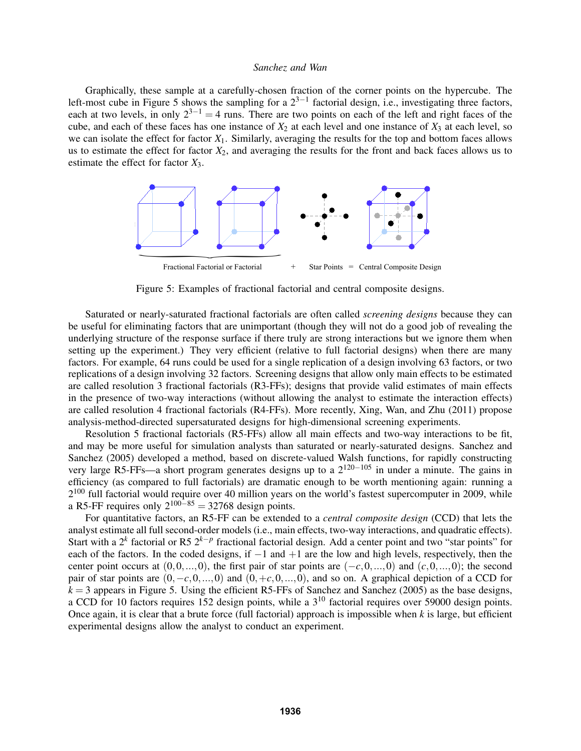Graphically, these sample at a carefully-chosen fraction of the corner points on the hypercube. The left-most cube in Figure 5 shows the sampling for a $2^{3-1}$ factorial design, i.e., investigating three factors, each at two levels, in only $2^{3-1} = 4$ runs. There are two points on each of the left and right faces of the cube, and each of these faces has one instance of $X_2$ at each level and one instance of $X_3$ at each level, so we can isolate the effect for factor $X_1$. Similarly, averaging the results for the top and bottom faces allows us to estimate the effect for factor $X_2$, and averaging the results for the front and back faces allows us to estimate the effect for factor $X_3$.

Fractional Factorial or Factorial + Star Points = Central Composite Design

Figure 5: Examples of fractional factorial and central composite designs.

Saturated or nearly-saturated fractional factorials are often called *screening designs* because they can be useful for eliminating factors that are unimportant (though they will not do a good job of revealing the underlying structure of the response surface if there truly are strong interactions but we ignore them when setting up the experiment.) They very efficient (relative to full factorial designs) when there are many factors. For example, 64 runs could be used for a single replication of a design involving 63 factors, or two replications of a design involving 32 factors. Screening designs that allow only main effects to be estimated are called resolution 3 fractional factorials (R3-FFs); designs that provide valid estimates of main effects in the presence of two-way interactions (without allowing the analyst to estimate the interaction effects) are called resolution 4 fractional factorials (R4-FFs). More recently, Xing, Wan, and Zhu (2011) propose analysis-method-directed supersaturated designs for high-dimensional screening experiments.

Resolution 5 fractional factorials (R5-FFs) allow all main effects and two-way interactions to be fit, and may be more useful for simulation analysts than saturated or nearly-saturated designs. Sanchez and Sanchez (2005) developed a method, based on discrete-valued Walsh functions, for rapidly constructing very large R5-FFs—a short program generates designs up to a $2^{120-105}$ in under a minute. The gains in efficiency (as compared to full factorials) are dramatic enough to be worth mentioning again: running a $2^{100}$ full factorial would require over 40 million years on the world's fastest supercomputer in 2009, while a R5-FF requires only $2^{100-85} = 32768$ design points.

For quantitative factors, an R5-FF can be extended to a *central composite design* (CCD) that lets the analyst estimate all full second-order models (i.e., main effects, two-way interactions, and quadratic effects). Start with a $2^k$ factorial or R5 $2^{k-p}$ fractional factorial design. Add a center point and two "star points" for each of the factors. In the coded designs, if $-1$ and $+1$ are the low and high levels, respectively, then the center point occurs at $(0,0,...,0)$, the first pair of star points are $(-c,0,...,0)$ and $(c,0,...,0)$; the second pair of star points are $(0,-c,0,...,0)$ and $(0,+c,0,...,0)$, and so on. A graphical depiction of a CCD for $k = 3$ appears in Figure 5. Using the efficient R5-FFs of Sanchez and Sanchez (2005) as the base designs, a CCD for 10 factors requires 152 design points, while a $3^{10}$ factorial requires over 59000 design points. Once again, it is clear that a brute force (full factorial) approach is impossible when $k$ is large, but efficient experimental designs allow the analyst to conduct an experiment.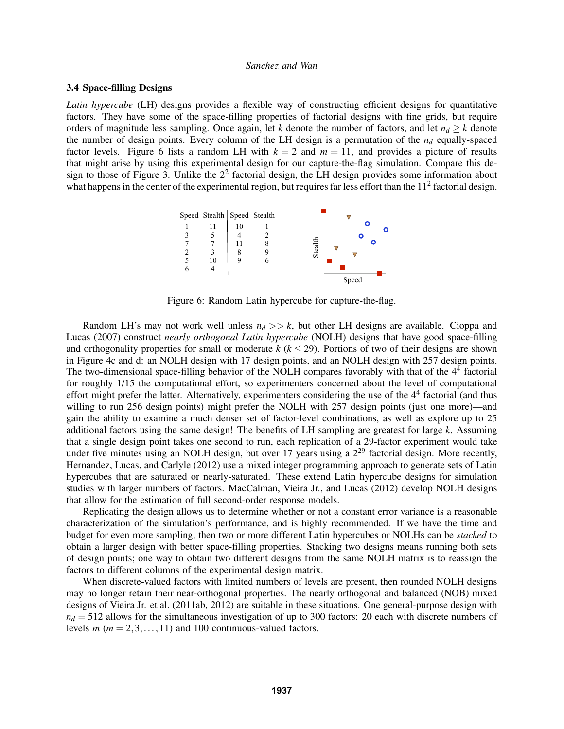### 3.4 Space-filling Designs

*Latin hypercube* (LH) designs provides a flexible way of constructing efficient designs for quantitative factors. They have some of the space-filling properties of factorial designs with fine grids, but require orders of magnitude less sampling. Once again, let $k$ denote the number of factors, and let $n_d \geq k$ denote the number of design points. Every column of the LH design is a permutation of the $n_d$ equally-spaced factor levels. Figure 6 lists a random LH with $k = 2$ and $m = 11$, and provides a picture of results that might arise by using this experimental design for our capture-the-flag simulation. Compare this design to those of Figure 3. Unlike the $2^2$ factorial design, the LH design provides some information about what happens in the center of the experimental region, but requires far less effort than the $11^2$ factorial design.

| Speed | Stealth | Speed | Stealth |
|---|---|---|---|
| 1 | 11 | 10 | 1 |
| 3 | 5 | 4 | 2 |
| 7 | 7 | 11 | 8 |
| 2 | 3 | 8 | 9 |
| 5 | 10 | 9 | 6 |
| 6 | 4 | | |

Figure 6: Random Latin hypercube for capture-the-flag.

Random LH's may not work well unless $n_d >> k$, but other LH designs are available. Cioppa and Lucas (2007) construct *nearly orthogonal Latin hypercube* (NOLH) designs that have good space-filling and orthogonality properties for small or moderate $k$ ($k \leq 29$). Portions of two of their designs are shown in Figure 4c and d: an NOLH design with 17 design points, and an NOLH design with 257 design points. The two-dimensional space-filling behavior of the NOLH compares favorably with that of the $4^4$ factorial for roughly 1/15 the computational effort, so experimenters concerned about the level of computational effort might prefer the latter. Alternatively, experimenters considering the use of the $4^4$ factorial (and thus willing to run 256 design points) might prefer the NOLH with 257 design points (just one more)—and gain the ability to examine a much denser set of factor-level combinations, as well as explore up to 25 additional factors using the same design! The benefits of LH sampling are greatest for large $k$. Assuming that a single design point takes one second to run, each replication of a 29-factor experiment would take under five minutes using an NOLH design, but over 17 years using a $2^{29}$ factorial design. More recently, Hernandez, Lucas, and Carlyle (2012) use a mixed integer programming approach to generate sets of Latin hypercubes that are saturated or nearly-saturated. These extend Latin hypercube designs for simulation studies with larger numbers of factors. MacCalman, Vieira Jr., and Lucas (2012) develop NOLH designs that allow for the estimation of full second-order response models.

Replicating the design allows us to determine whether or not a constant error variance is a reasonable characterization of the simulation's performance, and is highly recommended. If we have the time and budget for even more sampling, then two or more different Latin hypercubes or NOLHs can be *stacked* to obtain a larger design with better space-filling properties. Stacking two designs means running both sets of design points; one way to obtain two different designs from the same NOLH matrix is to reassign the factors to different columns of the experimental design matrix.

When discrete-valued factors with limited numbers of levels are present, then rounded NOLH designs may no longer retain their near-orthogonal properties. The nearly orthogonal and balanced (NOB) mixed designs of Vieira Jr. et al. (2011ab, 2012) are suitable in these situations. One general-purpose design with $n_d = 512$ allows for the simultaneous investigation of up to 300 factors: 20 each with discrete numbers of levels $m$ ($m = 2, 3, \ldots, 11$) and 100 continuous-valued factors.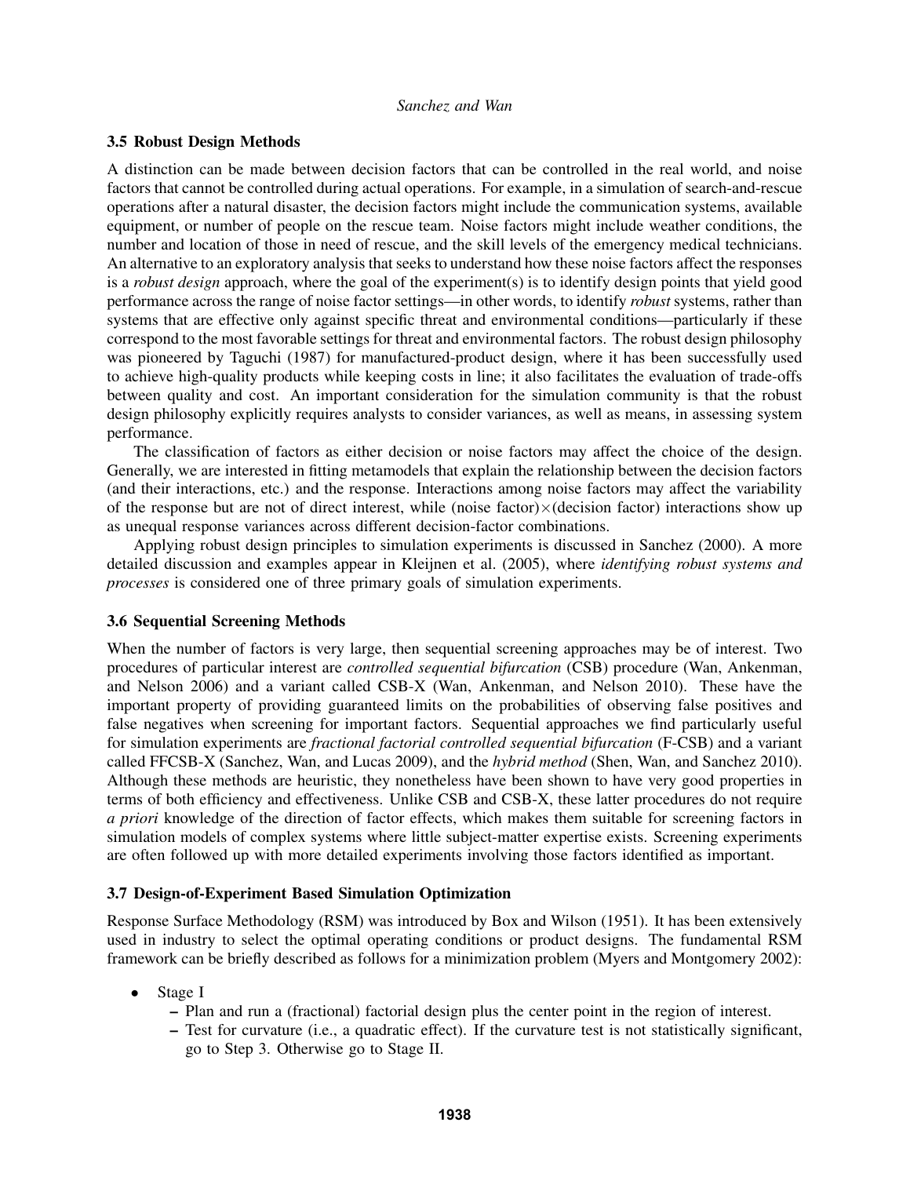### 3.5 Robust Design Methods

A distinction can be made between decision factors that can be controlled in the real world, and noise factors that cannot be controlled during actual operations. For example, in a simulation of search-and-rescue operations after a natural disaster, the decision factors might include the communication systems, available equipment, or number of people on the rescue team. Noise factors might include weather conditions, the number and location of those in need of rescue, and the skill levels of the emergency medical technicians. An alternative to an exploratory analysis that seeks to understand how these noise factors affect the responses is a *robust design* approach, where the goal of the experiment(s) is to identify design points that yield good performance across the range of noise factor settings—in other words, to identify *robust* systems, rather than systems that are effective only against specific threat and environmental conditions—particularly if these correspond to the most favorable settings for threat and environmental factors. The robust design philosophy was pioneered by Taguchi (1987) for manufactured-product design, where it has been successfully used to achieve high-quality products while keeping costs in line; it also facilitates the evaluation of trade-offs between quality and cost. An important consideration for the simulation community is that the robust design philosophy explicitly requires analysts to consider variances, as well as means, in assessing system performance.

The classification of factors as either decision or noise factors may affect the choice of the design. Generally, we are interested in fitting metamodels that explain the relationship between the decision factors (and their interactions, etc.) and the response. Interactions among noise factors may affect the variability of the response but are not of direct interest, while (noise factor)$\times$(decision factor) interactions show up as unequal response variances across different decision-factor combinations.

Applying robust design principles to simulation experiments is discussed in Sanchez (2000). A more detailed discussion and examples appear in Kleijnen et al. (2005), where *identifying robust systems and processes* is considered one of three primary goals of simulation experiments.

### 3.6 Sequential Screening Methods

When the number of factors is very large, then sequential screening approaches may be of interest. Two procedures of particular interest are *controlled sequential bifurcation* (CSB) procedure (Wan, Ankenman, and Nelson 2006) and a variant called CSB-X (Wan, Ankenman, and Nelson 2010). These have the important property of providing guaranteed limits on the probabilities of observing false positives and false negatives when screening for important factors. Sequential approaches we find particularly useful for simulation experiments are *fractional factorial controlled sequential bifurcation* (F-CSB) and a variant called FFCSB-X (Sanchez, Wan, and Lucas 2009), and the *hybrid method* (Shen, Wan, and Sanchez 2010). Although these methods are heuristic, they nonetheless have been shown to have very good properties in terms of both efficiency and effectiveness. Unlike CSB and CSB-X, these latter procedures do not require *a priori* knowledge of the direction of factor effects, which makes them suitable for screening factors in simulation models of complex systems where little subject-matter expertise exists. Screening experiments are often followed up with more detailed experiments involving those factors identified as important.

### 3.7 Design-of-Experiment Based Simulation Optimization

Response Surface Methodology (RSM) was introduced by Box and Wilson (1951). It has been extensively used in industry to select the optimal operating conditions or product designs. The fundamental RSM framework can be briefly described as follows for a minimization problem (Myers and Montgomery 2002):

- Stage I
  - Plan and run a (fractional) factorial design plus the center point in the region of interest.
  - Test for curvature (i.e., a quadratic effect). If the curvature test is not statistically significant, go to Step 3. Otherwise go to Stage II.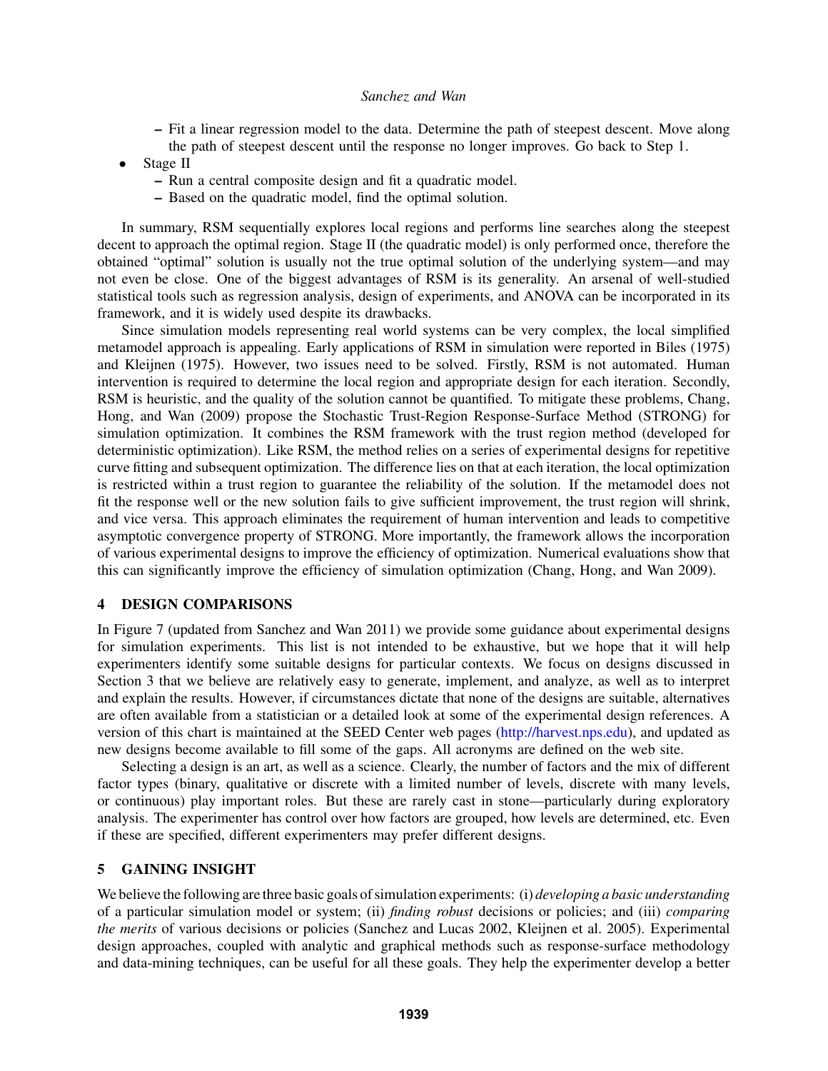- Fit a linear regression model to the data. Determine the path of steepest descent. Move along the path of steepest descent until the response no longer improves. Go back to Step 1.
- Stage II
  - Run a central composite design and fit a quadratic model.
  - Based on the quadratic model, find the optimal solution.

In summary, RSM sequentially explores local regions and performs line searches along the steepest decent to approach the optimal region. Stage II (the quadratic model) is only performed once, therefore the obtained "optimal" solution is usually not the true optimal solution of the underlying system—and may not even be close. One of the biggest advantages of RSM is its generality. An arsenal of well-studied statistical tools such as regression analysis, design of experiments, and ANOVA can be incorporated in its framework, and it is widely used despite its drawbacks.

Since simulation models representing real world systems can be very complex, the local simplified metamodel approach is appealing. Early applications of RSM in simulation were reported in Biles (1975) and Kleijnen (1975). However, two issues need to be solved. Firstly, RSM is not automated. Human intervention is required to determine the local region and appropriate design for each iteration. Secondly, RSM is heuristic, and the quality of the solution cannot be quantified. To mitigate these problems, Chang, Hong, and Wan (2009) propose the Stochastic Trust-Region Response-Surface Method (STRONG) for simulation optimization. It combines the RSM framework with the trust region method (developed for deterministic optimization). Like RSM, the method relies on a series of experimental designs for repetitive curve fitting and subsequent optimization. The difference lies on that at each iteration, the local optimization is restricted within a trust region to guarantee the reliability of the solution. If the metamodel does not fit the response well or the new solution fails to give sufficient improvement, the trust region will shrink, and vice versa. This approach eliminates the requirement of human intervention and leads to competitive asymptotic convergence property of STRONG. More importantly, the framework allows the incorporation of various experimental designs to improve the efficiency of optimization. Numerical evaluations show that this can significantly improve the efficiency of simulation optimization (Chang, Hong, and Wan 2009).

## 4 DESIGN COMPARISONS

In Figure 7 (updated from Sanchez and Wan 2011) we provide some guidance about experimental designs for simulation experiments. This list is not intended to be exhaustive, but we hope that it will help experimenters identify some suitable designs for particular contexts. We focus on designs discussed in Section 3 that we believe are relatively easy to generate, implement, and analyze, as well as to interpret and explain the results. However, if circumstances dictate that none of the designs are suitable, alternatives are often available from a statistician or a detailed look at some of the experimental design references. A version of this chart is maintained at the SEED Center web pages (http://harvest.nps.edu), and updated as new designs become available to fill some of the gaps. All acronyms are defined on the web site.

Selecting a design is an art, as well as a science. Clearly, the number of factors and the mix of different factor types (binary, qualitative or discrete with a limited number of levels, discrete with many levels, or continuous) play important roles. But these are rarely cast in stone—particularly during exploratory analysis. The experimenter has control over how factors are grouped, how levels are determined, etc. Even if these are specified, different experimenters may prefer different designs.

## 5 GAINING INSIGHT

We believe the following are three basic goals of simulation experiments: (i) *developing a basic understanding* of a particular simulation model or system; (ii) *finding robust* decisions or policies; and (iii) *comparing the merits* of various decisions or policies (Sanchez and Lucas 2002, Kleijnen et al. 2005). Experimental design approaches, coupled with analytic and graphical methods such as response-surface methodology and data-mining techniques, can be useful for all these goals. They help the experimenter develop a better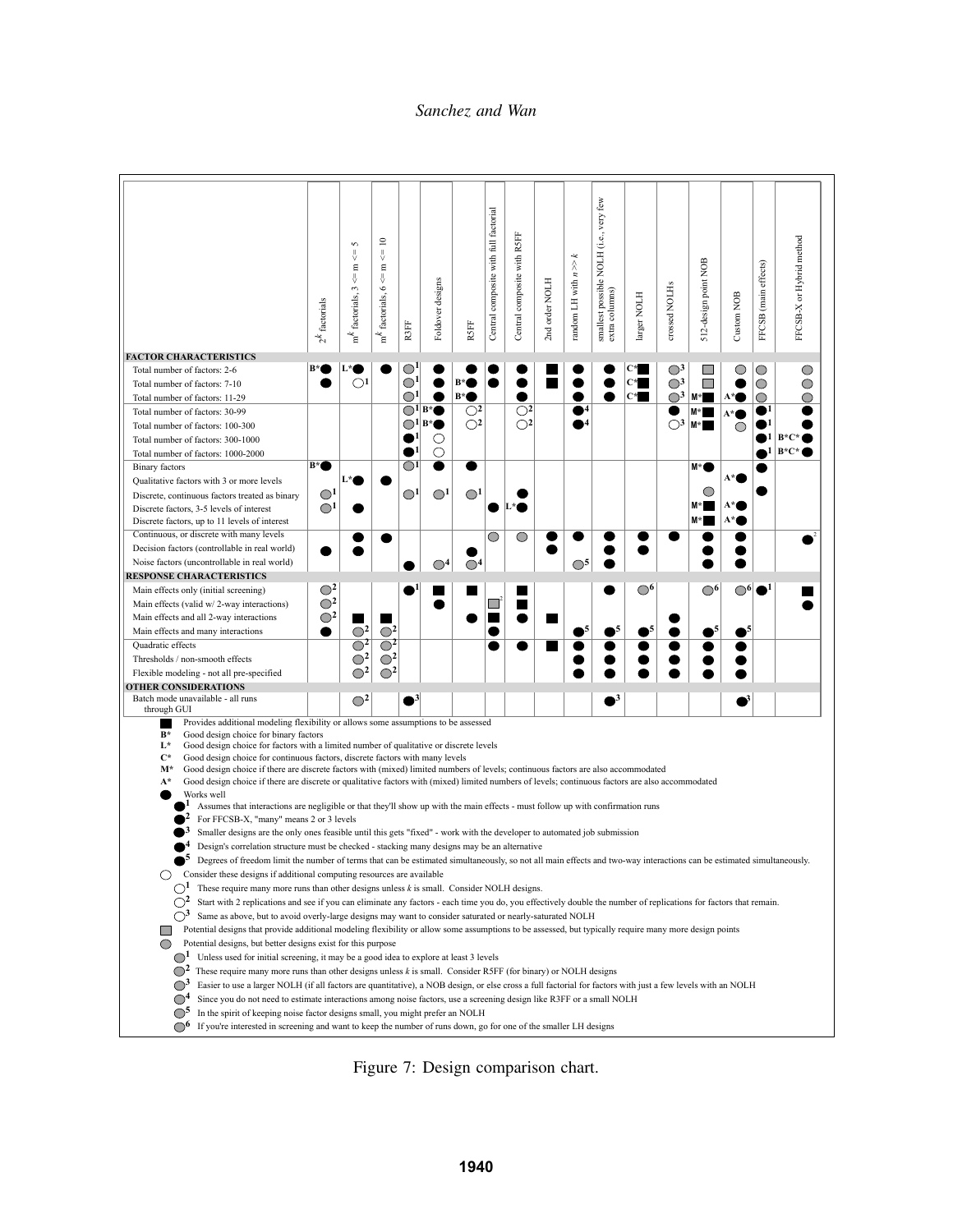| | $2^k$ factorials | $m^k$ factorials, $3 <= m <= 5$ | $m^k$ factorials, $6 <= m <= 10$ | R3FF | Foldover designs | R5FF | Central composite with full factorial | Central composite with R5FF | 2nd order NOLH | random LH with $n >> k$ | smallest possible NOLH (i.e., very few extra columns) | larger NOLH | crossed NOLHs | 512-design point NOB | Custom NOB | FFCSB (main effects) | FFCSB-X or Hybrid method |
|---|---|---|---|---|---|---|---|---|---|---|---|---|---|---|---|---|---|
| **FACTOR CHARACTERISTICS** | | | | | | | | | | | | | | | | | |
| Total number of factors: 2-6 | B*● | L*● | ● | ◍1 | ● | ● | ● | ● | ■ | ● | ● | C*■ | ◍3 | ▢ | ○ | ◍ | ◍ |
| Total number of factors: 7-10 | ● | ○1 | | ◍1 | ● | B*● | ● | ● | ■ | ● | ● | C*■ | ◍3 | ▢ | ● | ◍ | ◍ |
| Total number of factors: 11-29 | | | | ◍1 | ● | B*● | | ● | | ● | ● | C*■ | ◍3 | M*■ | A*● | ◍ | ◍ |
| Total number of factors: 30-99 | | | | ◍1 | B*● | ○2 | | ○2 | | ●4 | | | ● | M*■ | A*● | ●1 | ● |
| Total number of factors: 100-300 | | | | ◍1 | B*● | ○2 | | ○2 | | ●4 | | | ○3 | M*■ | ○ | ●1 | ● |
| Total number of factors: 300-1000 | | | | ●1 | ○ | | | | | | | | | | | ●1 | B*C*● |
| Total number of factors: 1000-2000 | | | | ●1 | ○ | | | | | | | | | | | ●1 | B*C*● |
| Binary factors | B*● | | | ◍1 | ● | ● | | | | | | | | M*● | | ● | |
| Qualitative factors with 3 or more levels | | L*● | ● | | | | | | | | | | | | A*● | | |
| Discrete, continuous factors treated as binary | ◍1 | | | ◍1 | ◍1 | ◍1 | | ● | | | | | | ◍ | | ● | |
| Discrete factors, 3-5 levels of interest | ◍1 | ● | | | | | ● | L*● | | | | | | M*■ | A*● | | |
| Discrete factors, up to 11 levels of interest | | | | | | | | | | | | | | M*■ | A*● | | |
| Continuous, or discrete with many levels | | ● | ● | | | | ◍ | ◍ | ● | ● | ● | ● | ● | ● | ● | | ●2 |
| Decision factors (controllable in real world) | ● | ● | | | | ● | | | ● | | ● | ● | | ● | ● | | |
| Noise factors (uncontrollable in real world) | | | | ● | ◍4 | ◍4 | | | | ◍5 | ● | | | ● | ● | | |
| **RESPONSE CHARACTERISTICS** | | | | | | | | | | | | | | | | | |
| Main effects only (initial screening) | ◍2 | | | ●1 | ■ | ■ | ▢2 | ■ | | | ● | ◍6 | | ◍6 | ◍6 | ●1 | ■ |
| Main effects (valid w/ 2-way interactions) | ◍2 | | | | ● | | | ■ | | | | | | | | | ● |
| Main effects and all 2-way interactions | ◍2 | ■ | ■ | | | ● | ■ | ● | ■ | | | | ● | | | | |
| Main effects and many interactions | ● | ◍2 | ◍2 | | | | ● | | | ●5 | ●5 | ●5 | ● | ●5 | ●5 | | |
| Quadratic effects | | ◍2 | ◍2 | | | | ● | ● | ■ | ● | ● | ● | ● | ● | ● | | |
| Thresholds / non-smooth effects | | ◍2 | ◍2 | | | | | | | ● | ● | ● | ● | ● | ● | | |
| Flexible modeling - not all pre-specified | | ◍2 | ◍2 | | | | | | | ● | ● | ● | ● | ● | ● | | |
| **OTHER CONSIDERATIONS** | | | | | | | | | | | | | | | | | |
| Batch mode unavailable - all runs through GUI | | ◍2 | | ●3 | | | | | | | ●3 | | | | ●3 | | |

■ Provides additional modeling flexibility or allows some assumptions to be assessed

B* Good design choice for binary factors

L* Good design choice for factors with a limited number of qualitative or discrete levels

C* Good design choice for continuous factors, discrete factors with many levels

M* Good design choice if there are discrete factors with (mixed) limited numbers of levels; continuous factors are also accommodated

A* Good design choice if there are discrete or qualitative factors with (mixed) limited numbers of levels; continuous factors are also accommodated

● Works well

●1 Assumes that interactions are negligible or that they'll show up with the main effects - must follow up with confirmation runs

●2 For FFCSB-X, "many" means 2 or 3 levels

●3 Smaller designs are the only ones feasible until this gets "fixed" - work with the developer to automated job submission

●4 Design's correlation structure must be checked - stacking many designs may be an alternative

●5 Degrees of freedom limit the number of terms that can be estimated simultaneously, so not all main effects and two-way interactions can be estimated simultaneously.

○ Consider these designs if additional computing resources are available

○1 These require many more runs than other designs unless $k$ is small. Consider NOLH designs.

○2 Start with 2 replications and see if you can eliminate any factors - each time you do, you effectively double the number of replications for factors that remain.

○3 Same as above, but to avoid overly-large designs may want to consider saturated or nearly-saturated NOLH

▢ Potential designs that provide additional modeling flexibility or allow some assumptions to be assessed, but typically require many more design points

◍ Potential designs, but better designs exist for this purpose

◍1 Unless used for initial screening, it may be a good idea to explore at least 3 levels

◍2 These require many more runs than other designs unless $k$ is small. Consider R5FF (for binary) or NOLH designs

◍3 Easier to use a larger NOLH (if all factors are quantitative), a NOB design, or else cross a full factorial for factors with just a few levels with an NOLH

◍4 Since you do not need to estimate interactions among noise factors, use a screening design like R3FF or a small NOLH

◍5 In the spirit of keeping noise factor designs small, you might prefer an NOLH

◍6 If you're interested in screening and want to keep the number of runs down, go for one of the smaller LH designs

Figure 7: Design comparison chart.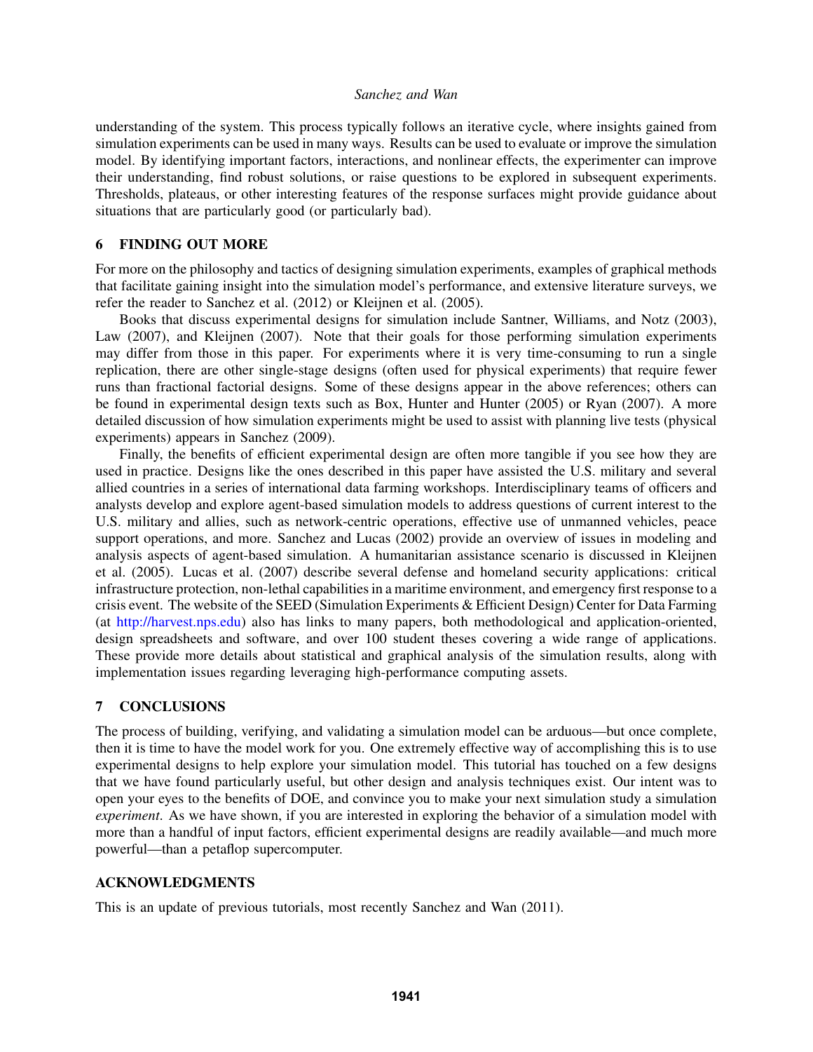understanding of the system. This process typically follows an iterative cycle, where insights gained from simulation experiments can be used in many ways. Results can be used to evaluate or improve the simulation model. By identifying important factors, interactions, and nonlinear effects, the experimenter can improve their understanding, find robust solutions, or raise questions to be explored in subsequent experiments. Thresholds, plateaus, or other interesting features of the response surfaces might provide guidance about situations that are particularly good (or particularly bad).

## 6 FINDING OUT MORE

For more on the philosophy and tactics of designing simulation experiments, examples of graphical methods that facilitate gaining insight into the simulation model's performance, and extensive literature surveys, we refer the reader to Sanchez et al. (2012) or Kleijnen et al. (2005).

Books that discuss experimental designs for simulation include Santner, Williams, and Notz (2003), Law (2007), and Kleijnen (2007). Note that their goals for those performing simulation experiments may differ from those in this paper. For experiments where it is very time-consuming to run a single replication, there are other single-stage designs (often used for physical experiments) that require fewer runs than fractional factorial designs. Some of these designs appear in the above references; others can be found in experimental design texts such as Box, Hunter and Hunter (2005) or Ryan (2007). A more detailed discussion of how simulation experiments might be used to assist with planning live tests (physical experiments) appears in Sanchez (2009).

Finally, the benefits of efficient experimental design are often more tangible if you see how they are used in practice. Designs like the ones described in this paper have assisted the U.S. military and several allied countries in a series of international data farming workshops. Interdisciplinary teams of officers and analysts develop and explore agent-based simulation models to address questions of current interest to the U.S. military and allies, such as network-centric operations, effective use of unmanned vehicles, peace support operations, and more. Sanchez and Lucas (2002) provide an overview of issues in modeling and analysis aspects of agent-based simulation. A humanitarian assistance scenario is discussed in Kleijnen et al. (2005). Lucas et al. (2007) describe several defense and homeland security applications: critical infrastructure protection, non-lethal capabilities in a maritime environment, and emergency first response to a crisis event. The website of the SEED (Simulation Experiments & Efficient Design) Center for Data Farming (at http://harvest.nps.edu) also has links to many papers, both methodological and application-oriented, design spreadsheets and software, and over 100 student theses covering a wide range of applications. These provide more details about statistical and graphical analysis of the simulation results, along with implementation issues regarding leveraging high-performance computing assets.

## 7 CONCLUSIONS

The process of building, verifying, and validating a simulation model can be arduous—but once complete, then it is time to have the model work for you. One extremely effective way of accomplishing this is to use experimental designs to help explore your simulation model. This tutorial has touched on a few designs that we have found particularly useful, but other design and analysis techniques exist. Our intent was to open your eyes to the benefits of DOE, and convince you to make your next simulation study a simulation *experiment*. As we have shown, if you are interested in exploring the behavior of a simulation model with more than a handful of input factors, efficient experimental designs are readily available—and much more powerful—than a petaflop supercomputer.

## ACKNOWLEDGMENTS

This is an update of previous tutorials, most recently Sanchez and Wan (2011).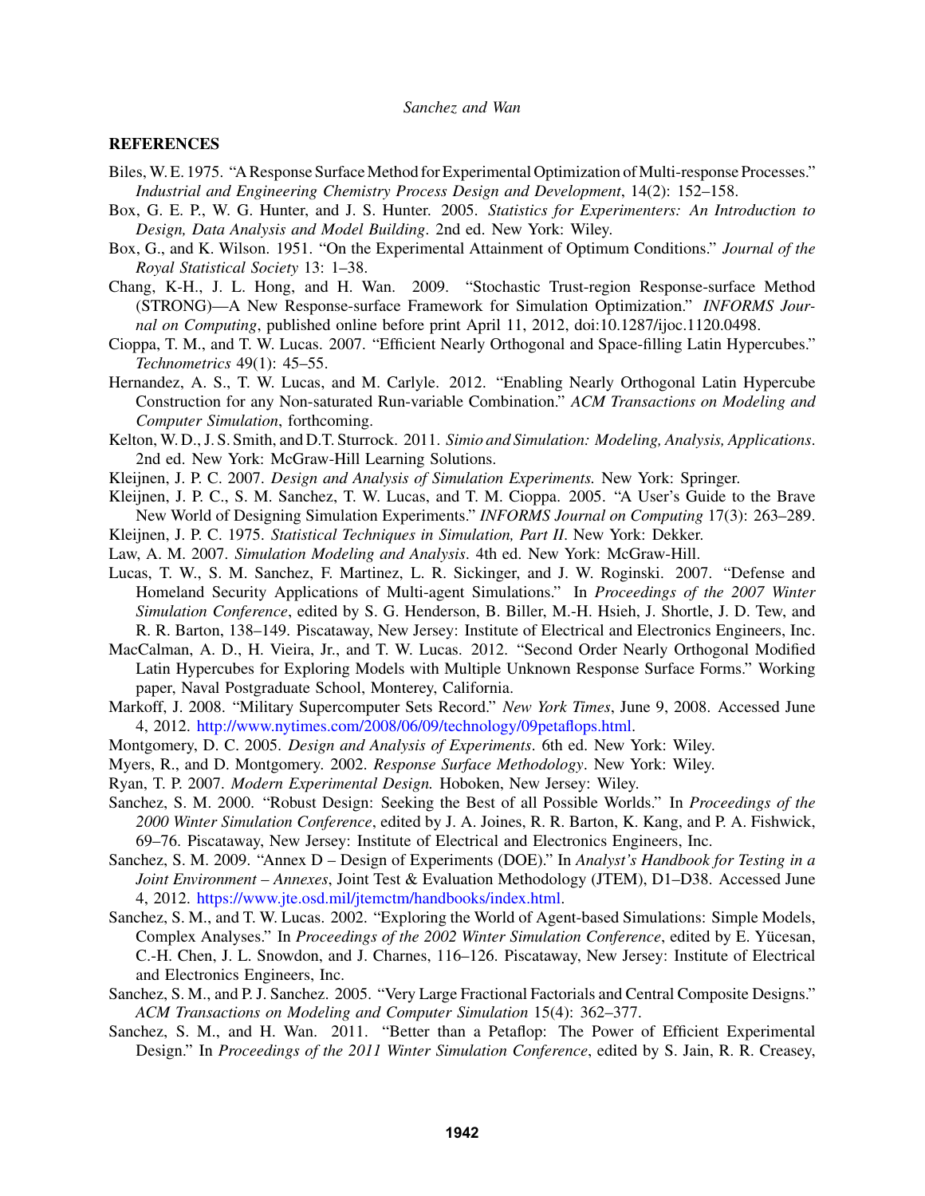## REFERENCES

Biles, W. E. 1975. "A Response Surface Method for Experimental Optimization of Multi-response Processes." *Industrial and Engineering Chemistry Process Design and Development*, 14(2): 152–158.

Box, G. E. P., W. G. Hunter, and J. S. Hunter. 2005. *Statistics for Experimenters: An Introduction to Design, Data Analysis and Model Building*. 2nd ed. New York: Wiley.

Box, G., and K. Wilson. 1951. "On the Experimental Attainment of Optimum Conditions." *Journal of the Royal Statistical Society* 13: 1–38.

Chang, K-H., J. L. Hong, and H. Wan. 2009. "Stochastic Trust-region Response-surface Method (STRONG)—A New Response-surface Framework for Simulation Optimization." *INFORMS Journal on Computing*, published online before print April 11, 2012, doi:10.1287/ijoc.1120.0498.

Cioppa, T. M., and T. W. Lucas. 2007. "Efficient Nearly Orthogonal and Space-filling Latin Hypercubes." *Technometrics* 49(1): 45–55.

Hernandez, A. S., T. W. Lucas, and M. Carlyle. 2012. "Enabling Nearly Orthogonal Latin Hypercube Construction for any Non-saturated Run-variable Combination." *ACM Transactions on Modeling and Computer Simulation*, forthcoming.

Kelton, W. D., J. S. Smith, and D.T. Sturrock. 2011. *Simio and Simulation: Modeling, Analysis, Applications*. 2nd ed. New York: McGraw-Hill Learning Solutions.

Kleijnen, J. P. C. 2007. *Design and Analysis of Simulation Experiments.* New York: Springer.

Kleijnen, J. P. C., S. M. Sanchez, T. W. Lucas, and T. M. Cioppa. 2005. "A User's Guide to the Brave New World of Designing Simulation Experiments." *INFORMS Journal on Computing* 17(3): 263–289.

Kleijnen, J. P. C. 1975. *Statistical Techniques in Simulation, Part II*. New York: Dekker.

Law, A. M. 2007. *Simulation Modeling and Analysis*. 4th ed. New York: McGraw-Hill.

Lucas, T. W., S. M. Sanchez, F. Martinez, L. R. Sickinger, and J. W. Roginski. 2007. "Defense and Homeland Security Applications of Multi-agent Simulations." In *Proceedings of the 2007 Winter Simulation Conference*, edited by S. G. Henderson, B. Biller, M.-H. Hsieh, J. Shortle, J. D. Tew, and R. R. Barton, 138–149. Piscataway, New Jersey: Institute of Electrical and Electronics Engineers, Inc.

MacCalman, A. D., H. Vieira, Jr., and T. W. Lucas. 2012. "Second Order Nearly Orthogonal Modified Latin Hypercubes for Exploring Models with Multiple Unknown Response Surface Forms." Working paper, Naval Postgraduate School, Monterey, California.

Markoff, J. 2008. "Military Supercomputer Sets Record." *New York Times*, June 9, 2008. Accessed June 4, 2012. http://www.nytimes.com/2008/06/09/technology/09petaflops.html.

Montgomery, D. C. 2005. *Design and Analysis of Experiments*. 6th ed. New York: Wiley.

Myers, R., and D. Montgomery. 2002. *Response Surface Methodology*. New York: Wiley.

Ryan, T. P. 2007. *Modern Experimental Design.* Hoboken, New Jersey: Wiley.

Sanchez, S. M. 2000. "Robust Design: Seeking the Best of all Possible Worlds." In *Proceedings of the 2000 Winter Simulation Conference*, edited by J. A. Joines, R. R. Barton, K. Kang, and P. A. Fishwick, 69–76. Piscataway, New Jersey: Institute of Electrical and Electronics Engineers, Inc.

Sanchez, S. M. 2009. "Annex D – Design of Experiments (DOE)." In *Analyst's Handbook for Testing in a Joint Environment – Annexes*, Joint Test & Evaluation Methodology (JTEM), D1–D38. Accessed June 4, 2012. https://www.jte.osd.mil/jtemctm/handbooks/index.html.

Sanchez, S. M., and T. W. Lucas. 2002. "Exploring the World of Agent-based Simulations: Simple Models, Complex Analyses." In *Proceedings of the 2002 Winter Simulation Conference*, edited by E. Yücesan, C.-H. Chen, J. L. Snowdon, and J. Charnes, 116–126. Piscataway, New Jersey: Institute of Electrical and Electronics Engineers, Inc.

Sanchez, S. M., and P. J. Sanchez. 2005. "Very Large Fractional Factorials and Central Composite Designs." *ACM Transactions on Modeling and Computer Simulation* 15(4): 362–377.

Sanchez, S. M., and H. Wan. 2011. "Better than a Petaflop: The Power of Efficient Experimental Design." In *Proceedings of the 2011 Winter Simulation Conference*, edited by S. Jain, R. R. Creasey,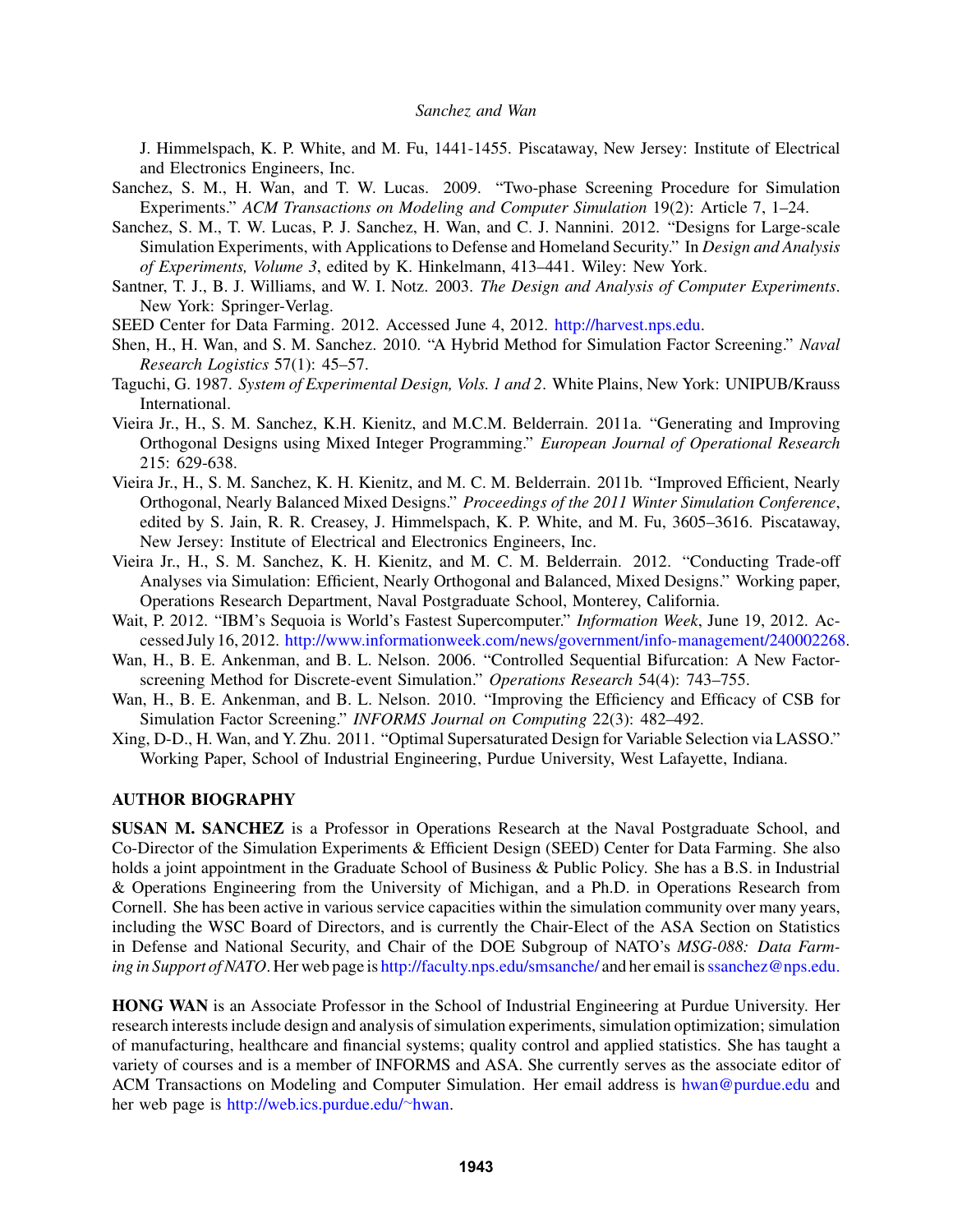J. Himmelspach, K. P. White, and M. Fu, 1441-1455. Piscataway, New Jersey: Institute of Electrical and Electronics Engineers, Inc.

Sanchez, S. M., H. Wan, and T. W. Lucas. 2009. "Two-phase Screening Procedure for Simulation Experiments." *ACM Transactions on Modeling and Computer Simulation* 19(2): Article 7, 1–24.

Sanchez, S. M., T. W. Lucas, P. J. Sanchez, H. Wan, and C. J. Nannini. 2012. "Designs for Large-scale Simulation Experiments, with Applications to Defense and Homeland Security." In *Design and Analysis of Experiments, Volume 3*, edited by K. Hinkelmann, 413–441. Wiley: New York.

Santner, T. J., B. J. Williams, and W. I. Notz. 2003. *The Design and Analysis of Computer Experiments*. New York: Springer-Verlag.

SEED Center for Data Farming. 2012. Accessed June 4, 2012. http://harvest.nps.edu.

Shen, H., H. Wan, and S. M. Sanchez. 2010. "A Hybrid Method for Simulation Factor Screening." *Naval Research Logistics* 57(1): 45–57.

Taguchi, G. 1987. *System of Experimental Design, Vols. 1 and 2*. White Plains, New York: UNIPUB/Krauss International.

Vieira Jr., H., S. M. Sanchez, K.H. Kienitz, and M.C.M. Belderrain. 2011a. "Generating and Improving Orthogonal Designs using Mixed Integer Programming." *European Journal of Operational Research* 215: 629-638.

Vieira Jr., H., S. M. Sanchez, K. H. Kienitz, and M. C. M. Belderrain. 2011b. "Improved Efficient, Nearly Orthogonal, Nearly Balanced Mixed Designs." *Proceedings of the 2011 Winter Simulation Conference*, edited by S. Jain, R. R. Creasey, J. Himmelspach, K. P. White, and M. Fu, 3605–3616. Piscataway, New Jersey: Institute of Electrical and Electronics Engineers, Inc.

Vieira Jr., H., S. M. Sanchez, K. H. Kienitz, and M. C. M. Belderrain. 2012. "Conducting Trade-off Analyses via Simulation: Efficient, Nearly Orthogonal and Balanced, Mixed Designs." Working paper, Operations Research Department, Naval Postgraduate School, Monterey, California.

Wait, P. 2012. "IBM's Sequoia is World's Fastest Supercomputer." *Information Week*, June 19, 2012. Accessed July 16, 2012. http://www.informationweek.com/news/government/info-management/240002268.

Wan, H., B. E. Ankenman, and B. L. Nelson. 2006. "Controlled Sequential Bifurcation: A New Factor-screening Method for Discrete-event Simulation." *Operations Research* 54(4): 743–755.

Wan, H., B. E. Ankenman, and B. L. Nelson. 2010. "Improving the Efficiency and Efficacy of CSB for Simulation Factor Screening." *INFORMS Journal on Computing* 22(3): 482–492.

Xing, D-D., H. Wan, and Y. Zhu. 2011. "Optimal Supersaturated Design for Variable Selection via LASSO." Working Paper, School of Industrial Engineering, Purdue University, West Lafayette, Indiana.

## AUTHOR BIOGRAPHY

**SUSAN M. SANCHEZ** is a Professor in Operations Research at the Naval Postgraduate School, and Co-Director of the Simulation Experiments & Efficient Design (SEED) Center for Data Farming. She also holds a joint appointment in the Graduate School of Business & Public Policy. She has a B.S. in Industrial & Operations Engineering from the University of Michigan, and a Ph.D. in Operations Research from Cornell. She has been active in various service capacities within the simulation community over many years, including the WSC Board of Directors, and is currently the Chair-Elect of the ASA Section on Statistics in Defense and National Security, and Chair of the DOE Subgroup of NATO's *MSG-088: Data Farming in Support of NATO*. Her web page is http://faculty.nps.edu/smsanche/ and her email is ssanchez@nps.edu.

**HONG WAN** is an Associate Professor in the School of Industrial Engineering at Purdue University. Her research interests include design and analysis of simulation experiments, simulation optimization; simulation of manufacturing, healthcare and financial systems; quality control and applied statistics. She has taught a variety of courses and is a member of INFORMS and ASA. She currently serves as the associate editor of ACM Transactions on Modeling and Computer Simulation. Her email address is hwan@purdue.edu and her web page is http://web.ics.purdue.edu/~hwan.